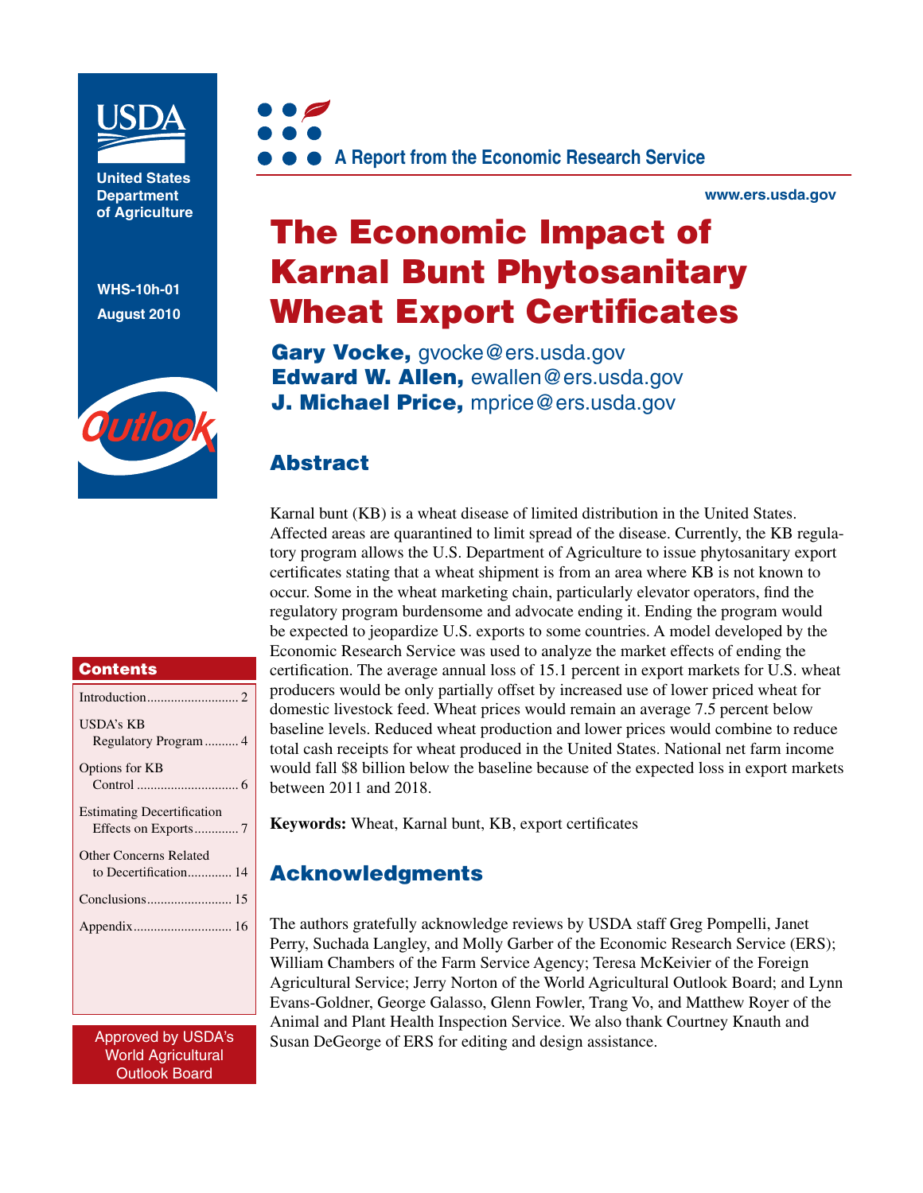United States Department of Agriculture

WHS-10h-01
August 2010

Outlook

A Report from the Economic Research Service

www.ers.usda.gov

# The Economic Impact of Karnal Bunt Phytosanitary Wheat Export Certificates

**Gary Vocke,** gvocke@ers.usda.gov
**Edward W. Allen,** ewallen@ers.usda.gov
**J. Michael Price,** mprice@ers.usda.gov

## Abstract

Karnal bunt (KB) is a wheat disease of limited distribution in the United States. Affected areas are quarantined to limit spread of the disease. Currently, the KB regulatory program allows the U.S. Department of Agriculture to issue phytosanitary export certificates stating that a wheat shipment is from an area where KB is not known to occur. Some in the wheat marketing chain, particularly elevator operators, find the regulatory program burdensome and advocate ending it. Ending the program would be expected to jeopardize U.S. exports to some countries. A model developed by the Economic Research Service was used to analyze the market effects of ending the certification. The average annual loss of 15.1 percent in export markets for U.S. wheat producers would be only partially offset by increased use of lower priced wheat for domestic livestock feed. Wheat prices would remain an average 7.5 percent below baseline levels. Reduced wheat production and lower prices would combine to reduce total cash receipts for wheat produced in the United States. National net farm income would fall $8 billion below the baseline because of the expected loss in export markets between 2011 and 2018.

**Keywords:** Wheat, Karnal bunt, KB, export certificates

## Acknowledgments

The authors gratefully acknowledge reviews by USDA staff Greg Pompelli, Janet Perry, Suchada Langley, and Molly Garber of the Economic Research Service (ERS); William Chambers of the Farm Service Agency; Teresa McKeivier of the Foreign Agricultural Service; Jerry Norton of the World Agricultural Outlook Board; and Lynn Evans-Goldner, George Galasso, Glenn Fowler, Trang Vo, and Matthew Royer of the Animal and Plant Health Inspection Service. We also thank Courtney Knauth and Susan DeGeorge of ERS for editing and design assistance.

## Contents

- Introduction .......... 2
- USDA's KB Regulatory Program .......... 4
- Options for KB Control .......... 6
- Estimating Decertification Effects on Exports .......... 7
- Other Concerns Related to Decertification .......... 14
- Conclusions .......... 15
- Appendix .......... 16

Approved by USDA's World Agricultural Outlook Board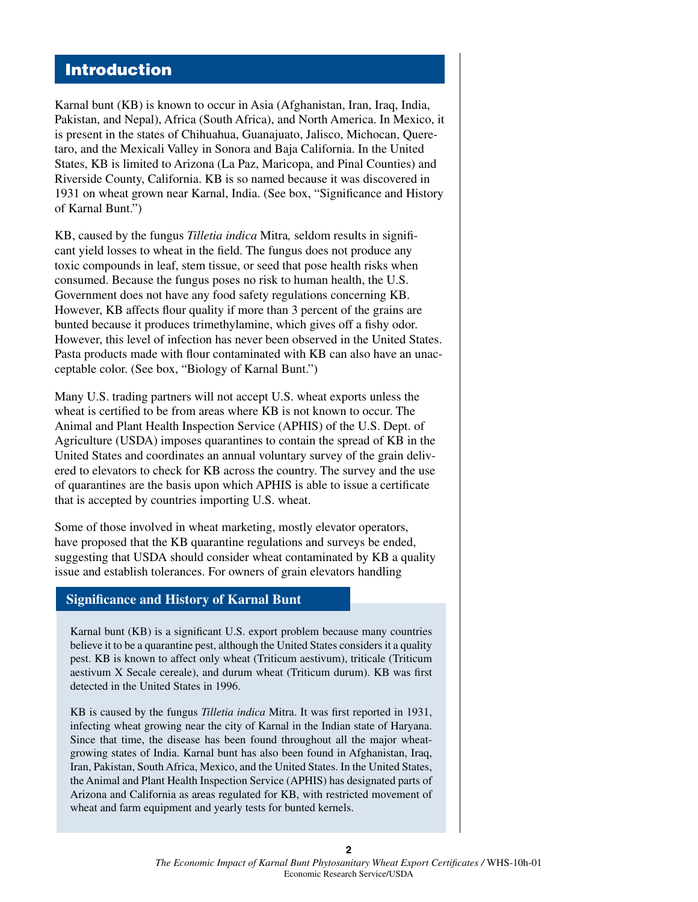## Introduction

Karnal bunt (KB) is known to occur in Asia (Afghanistan, Iran, Iraq, India, Pakistan, and Nepal), Africa (South Africa), and North America. In Mexico, it is present in the states of Chihuahua, Guanajuato, Jalisco, Michocan, Queretaro, and the Mexicali Valley in Sonora and Baja California. In the United States, KB is limited to Arizona (La Paz, Maricopa, and Pinal Counties) and Riverside County, California. KB is so named because it was discovered in 1931 on wheat grown near Karnal, India. (See box, "Significance and History of Karnal Bunt.")

KB, caused by the fungus *Tilletia indica* Mitra*,* seldom results in significant yield losses to wheat in the field. The fungus does not produce any toxic compounds in leaf, stem tissue, or seed that pose health risks when consumed. Because the fungus poses no risk to human health, the U.S. Government does not have any food safety regulations concerning KB. However, KB affects flour quality if more than 3 percent of the grains are bunted because it produces trimethylamine, which gives off a fishy odor. However, this level of infection has never been observed in the United States. Pasta products made with flour contaminated with KB can also have an unacceptable color. (See box, "Biology of Karnal Bunt.")

Many U.S. trading partners will not accept U.S. wheat exports unless the wheat is certified to be from areas where KB is not known to occur. The Animal and Plant Health Inspection Service (APHIS) of the U.S. Dept. of Agriculture (USDA) imposes quarantines to contain the spread of KB in the United States and coordinates an annual voluntary survey of the grain delivered to elevators to check for KB across the country. The survey and the use of quarantines are the basis upon which APHIS is able to issue a certificate that is accepted by countries importing U.S. wheat.

Some of those involved in wheat marketing, mostly elevator operators, have proposed that the KB quarantine regulations and surveys be ended, suggesting that USDA should consider wheat contaminated by KB a quality issue and establish tolerances. For owners of grain elevators handling

### Significance and History of Karnal Bunt

Karnal bunt (KB) is a significant U.S. export problem because many countries believe it to be a quarantine pest, although the United States considers it a quality pest. KB is known to affect only wheat (Triticum aestivum), triticale (Triticum aestivum X Secale cereale), and durum wheat (Triticum durum). KB was first detected in the United States in 1996.

KB is caused by the fungus *Tilletia indica* Mitra. It was first reported in 1931, infecting wheat growing near the city of Karnal in the Indian state of Haryana. Since that time, the disease has been found throughout all the major wheat-growing states of India. Karnal bunt has also been found in Afghanistan, Iraq, Iran, Pakistan, South Africa, Mexico, and the United States. In the United States, the Animal and Plant Health Inspection Service (APHIS) has designated parts of Arizona and California as areas regulated for KB, with restricted movement of wheat and farm equipment and yearly tests for bunted kernels.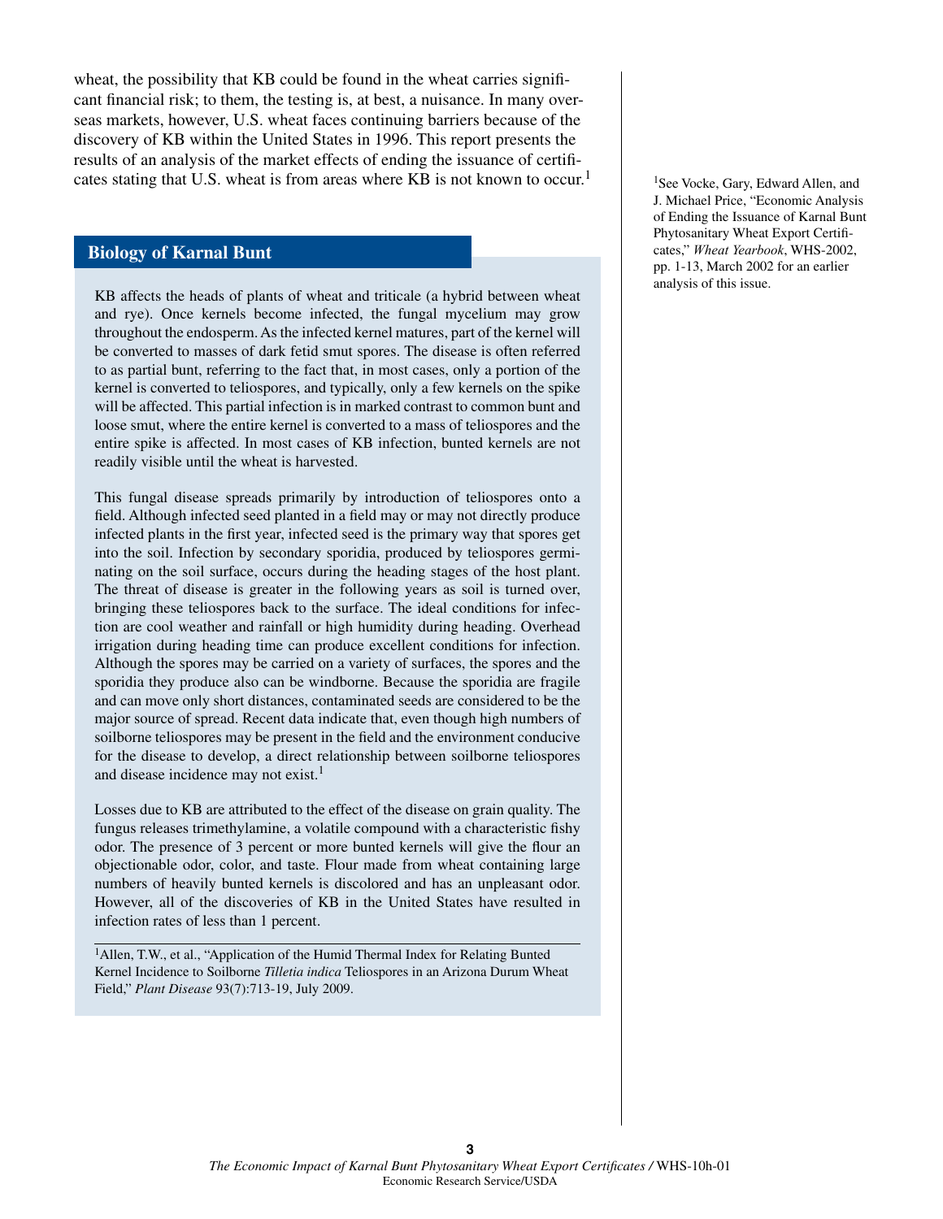wheat, the possibility that KB could be found in the wheat carries significant financial risk; to them, the testing is, at best, a nuisance. In many overseas markets, however, U.S. wheat faces continuing barriers because of the discovery of KB within the United States in 1996. This report presents the results of an analysis of the market effects of ending the issuance of certificates stating that U.S. wheat is from areas where KB is not known to occur.[1]

[1]See Vocke, Gary, Edward Allen, and J. Michael Price, "Economic Analysis of Ending the Issuance of Karnal Bunt Phytosanitary Wheat Export Certificates," *Wheat Yearbook*, WHS-2002, pp. 1-13, March 2002 for an earlier analysis of this issue.

## Biology of Karnal Bunt

KB affects the heads of plants of wheat and triticale (a hybrid between wheat and rye). Once kernels become infected, the fungal mycelium may grow throughout the endosperm. As the infected kernel matures, part of the kernel will be converted to masses of dark fetid smut spores. The disease is often referred to as partial bunt, referring to the fact that, in most cases, only a portion of the kernel is converted to teliospores, and typically, only a few kernels on the spike will be affected. This partial infection is in marked contrast to common bunt and loose smut, where the entire kernel is converted to a mass of teliospores and the entire spike is affected. In most cases of KB infection, bunted kernels are not readily visible until the wheat is harvested.

This fungal disease spreads primarily by introduction of teliospores onto a field. Although infected seed planted in a field may or may not directly produce infected plants in the first year, infected seed is the primary way that spores get into the soil. Infection by secondary sporidia, produced by teliospores germinating on the soil surface, occurs during the heading stages of the host plant. The threat of disease is greater in the following years as soil is turned over, bringing these teliospores back to the surface. The ideal conditions for infection are cool weather and rainfall or high humidity during heading. Overhead irrigation during heading time can produce excellent conditions for infection. Although the spores may be carried on a variety of surfaces, the spores and the sporidia they produce also can be windborne. Because the sporidia are fragile and can move only short distances, contaminated seeds are considered to be the major source of spread. Recent data indicate that, even though high numbers of soilborne teliospores may be present in the field and the environment conducive for the disease to develop, a direct relationship between soilborne teliospores and disease incidence may not exist.[1]

Losses due to KB are attributed to the effect of the disease on grain quality. The fungus releases trimethylamine, a volatile compound with a characteristic fishy odor. The presence of 3 percent or more bunted kernels will give the flour an objectionable odor, color, and taste. Flour made from wheat containing large numbers of heavily bunted kernels is discolored and has an unpleasant odor. However, all of the discoveries of KB in the United States have resulted in infection rates of less than 1 percent.

[1]Allen, T.W., et al., "Application of the Humid Thermal Index for Relating Bunted Kernel Incidence to Soilborne *Tilletia indica* Teliospores in an Arizona Durum Wheat Field," *Plant Disease* 93(7):713-19, July 2009.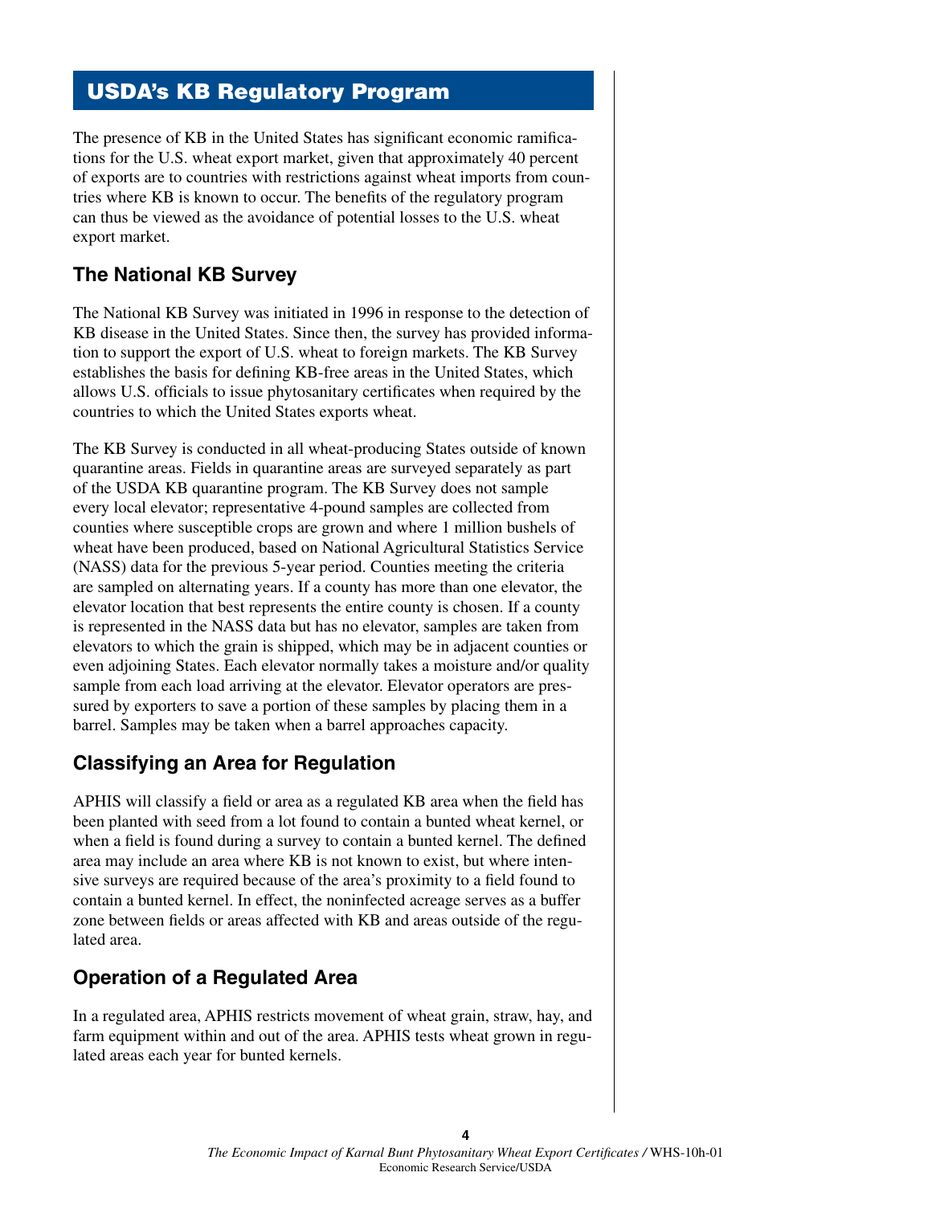## USDA's KB Regulatory Program

The presence of KB in the United States has significant economic ramifications for the U.S. wheat export market, given that approximately 40 percent of exports are to countries with restrictions against wheat imports from countries where KB is known to occur. The benefits of the regulatory program can thus be viewed as the avoidance of potential losses to the U.S. wheat export market.

### The National KB Survey

The National KB Survey was initiated in 1996 in response to the detection of KB disease in the United States. Since then, the survey has provided information to support the export of U.S. wheat to foreign markets. The KB Survey establishes the basis for defining KB-free areas in the United States, which allows U.S. officials to issue phytosanitary certificates when required by the countries to which the United States exports wheat.

The KB Survey is conducted in all wheat-producing States outside of known quarantine areas. Fields in quarantine areas are surveyed separately as part of the USDA KB quarantine program. The KB Survey does not sample every local elevator; representative 4-pound samples are collected from counties where susceptible crops are grown and where 1 million bushels of wheat have been produced, based on National Agricultural Statistics Service (NASS) data for the previous 5-year period. Counties meeting the criteria are sampled on alternating years. If a county has more than one elevator, the elevator location that best represents the entire county is chosen. If a county is represented in the NASS data but has no elevator, samples are taken from elevators to which the grain is shipped, which may be in adjacent counties or even adjoining States. Each elevator normally takes a moisture and/or quality sample from each load arriving at the elevator. Elevator operators are pressured by exporters to save a portion of these samples by placing them in a barrel. Samples may be taken when a barrel approaches capacity.

### Classifying an Area for Regulation

APHIS will classify a field or area as a regulated KB area when the field has been planted with seed from a lot found to contain a bunted wheat kernel, or when a field is found during a survey to contain a bunted kernel. The defined area may include an area where KB is not known to exist, but where intensive surveys are required because of the area's proximity to a field found to contain a bunted kernel. In effect, the noninfected acreage serves as a buffer zone between fields or areas affected with KB and areas outside of the regulated area.

### Operation of a Regulated Area

In a regulated area, APHIS restricts movement of wheat grain, straw, hay, and farm equipment within and out of the area. APHIS tests wheat grown in regulated areas each year for bunted kernels.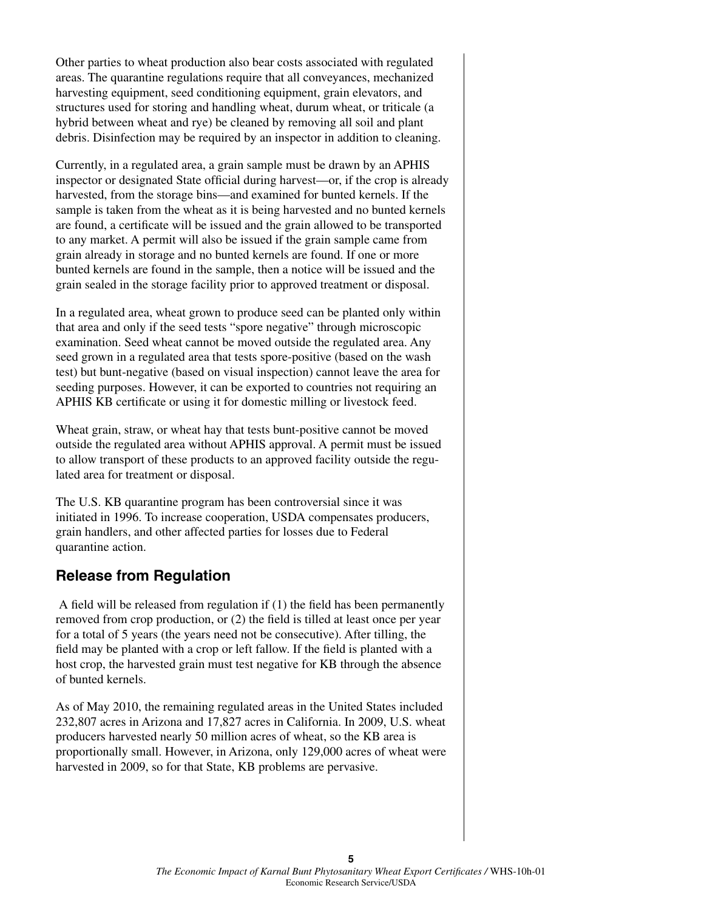Other parties to wheat production also bear costs associated with regulated areas. The quarantine regulations require that all conveyances, mechanized harvesting equipment, seed conditioning equipment, grain elevators, and structures used for storing and handling wheat, durum wheat, or triticale (a hybrid between wheat and rye) be cleaned by removing all soil and plant debris. Disinfection may be required by an inspector in addition to cleaning.

Currently, in a regulated area, a grain sample must be drawn by an APHIS inspector or designated State official during harvest—or, if the crop is already harvested, from the storage bins—and examined for bunted kernels. If the sample is taken from the wheat as it is being harvested and no bunted kernels are found, a certificate will be issued and the grain allowed to be transported to any market. A permit will also be issued if the grain sample came from grain already in storage and no bunted kernels are found. If one or more bunted kernels are found in the sample, then a notice will be issued and the grain sealed in the storage facility prior to approved treatment or disposal.

In a regulated area, wheat grown to produce seed can be planted only within that area and only if the seed tests "spore negative" through microscopic examination. Seed wheat cannot be moved outside the regulated area. Any seed grown in a regulated area that tests spore-positive (based on the wash test) but bunt-negative (based on visual inspection) cannot leave the area for seeding purposes. However, it can be exported to countries not requiring an APHIS KB certificate or using it for domestic milling or livestock feed.

Wheat grain, straw, or wheat hay that tests bunt-positive cannot be moved outside the regulated area without APHIS approval. A permit must be issued to allow transport of these products to an approved facility outside the regulated area for treatment or disposal.

The U.S. KB quarantine program has been controversial since it was initiated in 1996. To increase cooperation, USDA compensates producers, grain handlers, and other affected parties for losses due to Federal quarantine action.

## Release from Regulation

A field will be released from regulation if (1) the field has been permanently removed from crop production, or (2) the field is tilled at least once per year for a total of 5 years (the years need not be consecutive). After tilling, the field may be planted with a crop or left fallow. If the field is planted with a host crop, the harvested grain must test negative for KB through the absence of bunted kernels.

As of May 2010, the remaining regulated areas in the United States included 232,807 acres in Arizona and 17,827 acres in California. In 2009, U.S. wheat producers harvested nearly 50 million acres of wheat, so the KB area is proportionally small. However, in Arizona, only 129,000 acres of wheat were harvested in 2009, so for that State, KB problems are pervasive.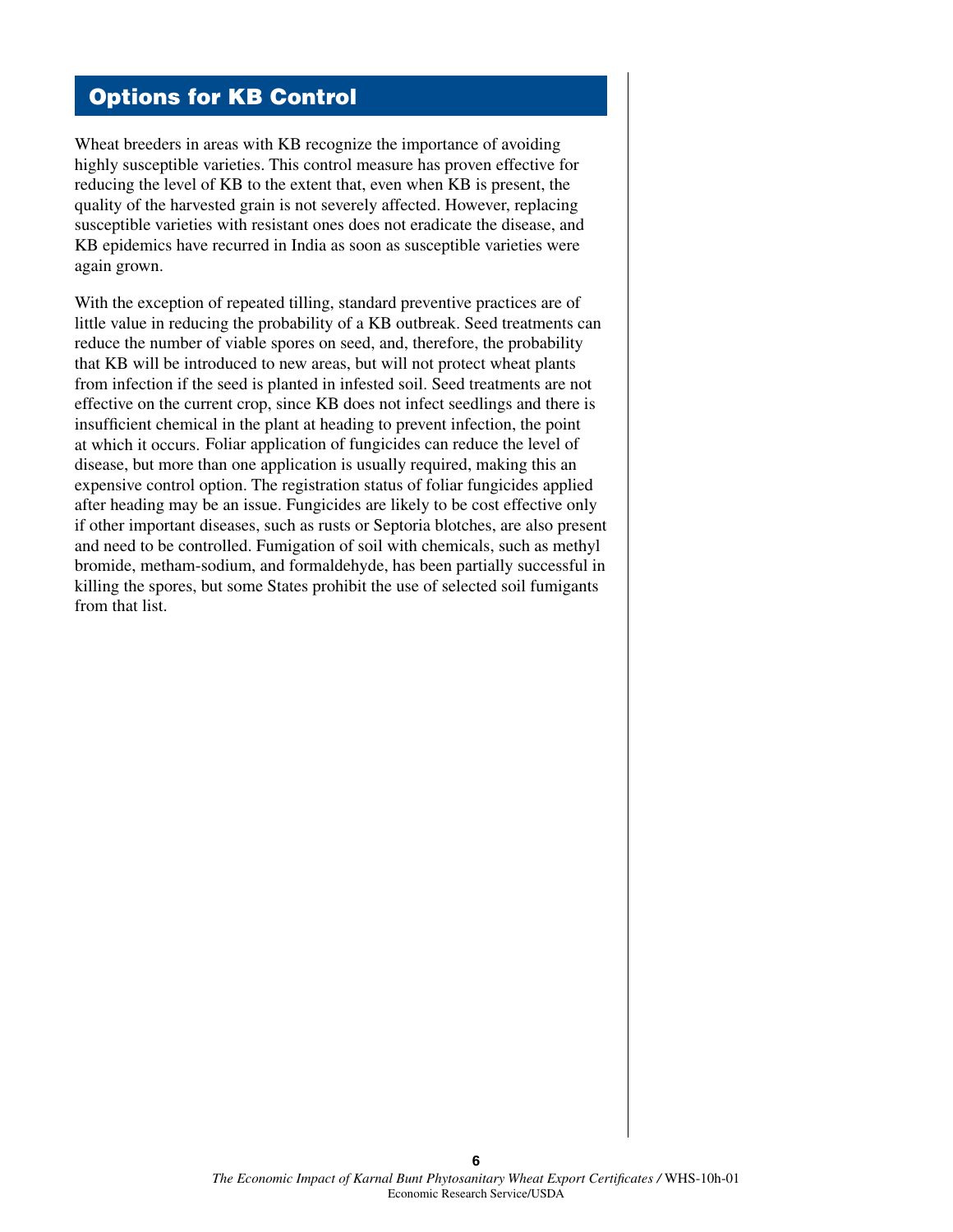## Options for KB Control

Wheat breeders in areas with KB recognize the importance of avoiding highly susceptible varieties. This control measure has proven effective for reducing the level of KB to the extent that, even when KB is present, the quality of the harvested grain is not severely affected. However, replacing susceptible varieties with resistant ones does not eradicate the disease, and KB epidemics have recurred in India as soon as susceptible varieties were again grown.

With the exception of repeated tilling, standard preventive practices are of little value in reducing the probability of a KB outbreak. Seed treatments can reduce the number of viable spores on seed, and, therefore, the probability that KB will be introduced to new areas, but will not protect wheat plants from infection if the seed is planted in infested soil. Seed treatments are not effective on the current crop, since KB does not infect seedlings and there is insufficient chemical in the plant at heading to prevent infection, the point at which it occurs. Foliar application of fungicides can reduce the level of disease, but more than one application is usually required, making this an expensive control option. The registration status of foliar fungicides applied after heading may be an issue. Fungicides are likely to be cost effective only if other important diseases, such as rusts or Septoria blotches, are also present and need to be controlled. Fumigation of soil with chemicals, such as methyl bromide, metham-sodium, and formaldehyde, has been partially successful in killing the spores, but some States prohibit the use of selected soil fumigants from that list.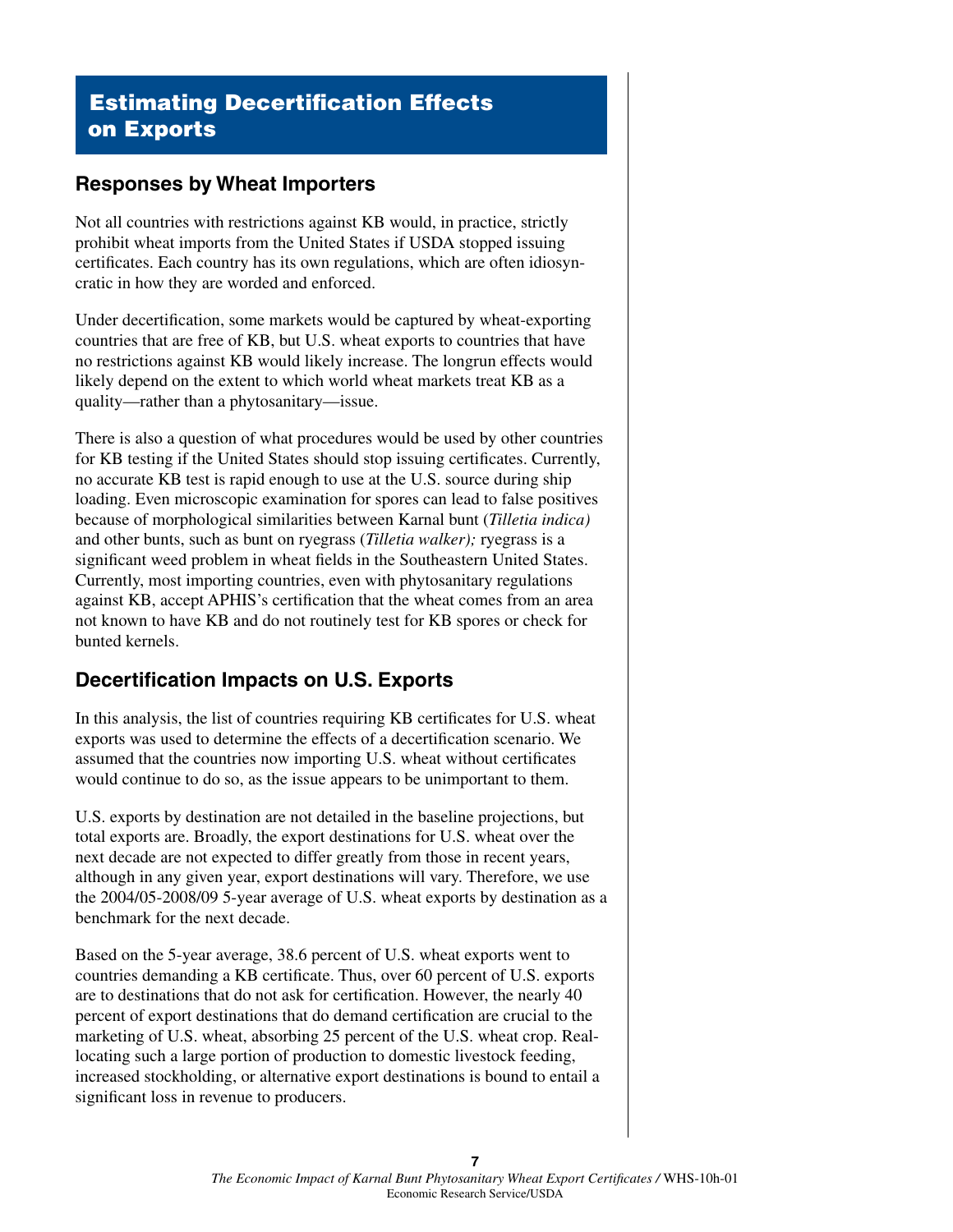# Estimating Decertification Effects on Exports

## Responses by Wheat Importers

Not all countries with restrictions against KB would, in practice, strictly prohibit wheat imports from the United States if USDA stopped issuing certificates. Each country has its own regulations, which are often idiosyncratic in how they are worded and enforced.

Under decertification, some markets would be captured by wheat-exporting countries that are free of KB, but U.S. wheat exports to countries that have no restrictions against KB would likely increase. The longrun effects would likely depend on the extent to which world wheat markets treat KB as a quality—rather than a phytosanitary—issue.

There is also a question of what procedures would be used by other countries for KB testing if the United States should stop issuing certificates. Currently, no accurate KB test is rapid enough to use at the U.S. source during ship loading. Even microscopic examination for spores can lead to false positives because of morphological similarities between Karnal bunt (*Tilletia indica)* and other bunts, such as bunt on ryegrass (*Tilletia walker);* ryegrass is a significant weed problem in wheat fields in the Southeastern United States. Currently, most importing countries, even with phytosanitary regulations against KB, accept APHIS's certification that the wheat comes from an area not known to have KB and do not routinely test for KB spores or check for bunted kernels.

## Decertification Impacts on U.S. Exports

In this analysis, the list of countries requiring KB certificates for U.S. wheat exports was used to determine the effects of a decertification scenario. We assumed that the countries now importing U.S. wheat without certificates would continue to do so, as the issue appears to be unimportant to them.

U.S. exports by destination are not detailed in the baseline projections, but total exports are. Broadly, the export destinations for U.S. wheat over the next decade are not expected to differ greatly from those in recent years, although in any given year, export destinations will vary. Therefore, we use the 2004/05-2008/09 5-year average of U.S. wheat exports by destination as a benchmark for the next decade.

Based on the 5-year average, 38.6 percent of U.S. wheat exports went to countries demanding a KB certificate. Thus, over 60 percent of U.S. exports are to destinations that do not ask for certification. However, the nearly 40 percent of export destinations that do demand certification are crucial to the marketing of U.S. wheat, absorbing 25 percent of the U.S. wheat crop. Reallocating such a large portion of production to domestic livestock feeding, increased stockholding, or alternative export destinations is bound to entail a significant loss in revenue to producers.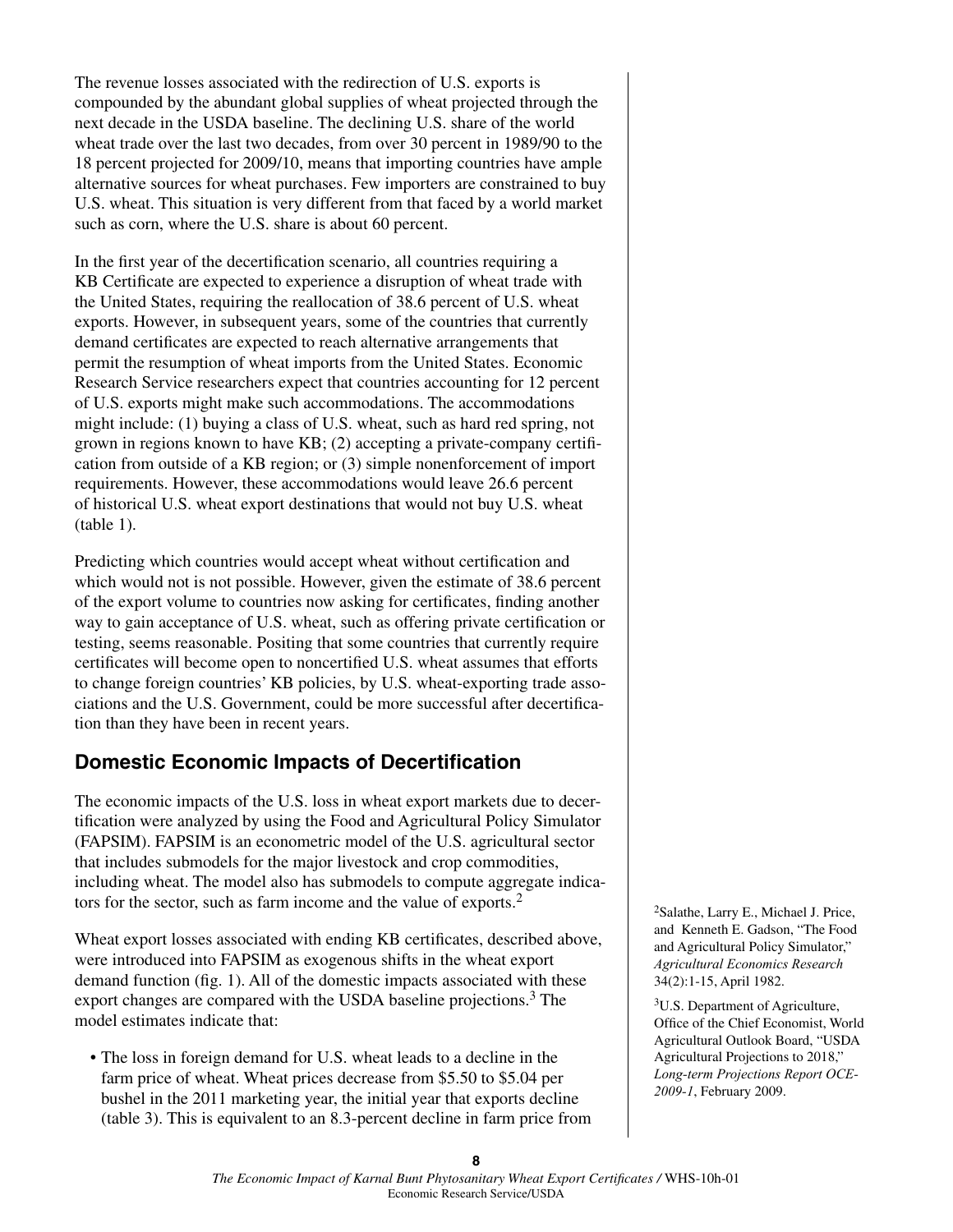The revenue losses associated with the redirection of U.S. exports is compounded by the abundant global supplies of wheat projected through the next decade in the USDA baseline. The declining U.S. share of the world wheat trade over the last two decades, from over 30 percent in 1989/90 to the 18 percent projected for 2009/10, means that importing countries have ample alternative sources for wheat purchases. Few importers are constrained to buy U.S. wheat. This situation is very different from that faced by a world market such as corn, where the U.S. share is about 60 percent.

In the first year of the decertification scenario, all countries requiring a KB Certificate are expected to experience a disruption of wheat trade with the United States, requiring the reallocation of 38.6 percent of U.S. wheat exports. However, in subsequent years, some of the countries that currently demand certificates are expected to reach alternative arrangements that permit the resumption of wheat imports from the United States. Economic Research Service researchers expect that countries accounting for 12 percent of U.S. exports might make such accommodations. The accommodations might include: (1) buying a class of U.S. wheat, such as hard red spring, not grown in regions known to have KB; (2) accepting a private-company certification from outside of a KB region; or (3) simple nonenforcement of import requirements. However, these accommodations would leave 26.6 percent of historical U.S. wheat export destinations that would not buy U.S. wheat (table 1).

Predicting which countries would accept wheat without certification and which would not is not possible. However, given the estimate of 38.6 percent of the export volume to countries now asking for certificates, finding another way to gain acceptance of U.S. wheat, such as offering private certification or testing, seems reasonable. Positing that some countries that currently require certificates will become open to noncertified U.S. wheat assumes that efforts to change foreign countries' KB policies, by U.S. wheat-exporting trade associations and the U.S. Government, could be more successful after decertification than they have been in recent years.

## Domestic Economic Impacts of Decertification

The economic impacts of the U.S. loss in wheat export markets due to decertification were analyzed by using the Food and Agricultural Policy Simulator (FAPSIM). FAPSIM is an econometric model of the U.S. agricultural sector that includes submodels for the major livestock and crop commodities, including wheat. The model also has submodels to compute aggregate indicators for the sector, such as farm income and the value of exports.[2]

Wheat export losses associated with ending KB certificates, described above, were introduced into FAPSIM as exogenous shifts in the wheat export demand function (fig. 1). All of the domestic impacts associated with these export changes are compared with the USDA baseline projections.[3] The model estimates indicate that:

- The loss in foreign demand for U.S. wheat leads to a decline in the farm price of wheat. Wheat prices decrease from $5.50 to $5.04 per bushel in the 2011 marketing year, the initial year that exports decline (table 3). This is equivalent to an 8.3-percent decline in farm price from

[2]Salathe, Larry E., Michael J. Price, and Kenneth E. Gadson, "The Food and Agricultural Policy Simulator," *Agricultural Economics Research* 34(2):1-15, April 1982.

[3]U.S. Department of Agriculture, Office of the Chief Economist, World Agricultural Outlook Board, "USDA Agricultural Projections to 2018," *Long-term Projections Report OCE-2009-1*, February 2009.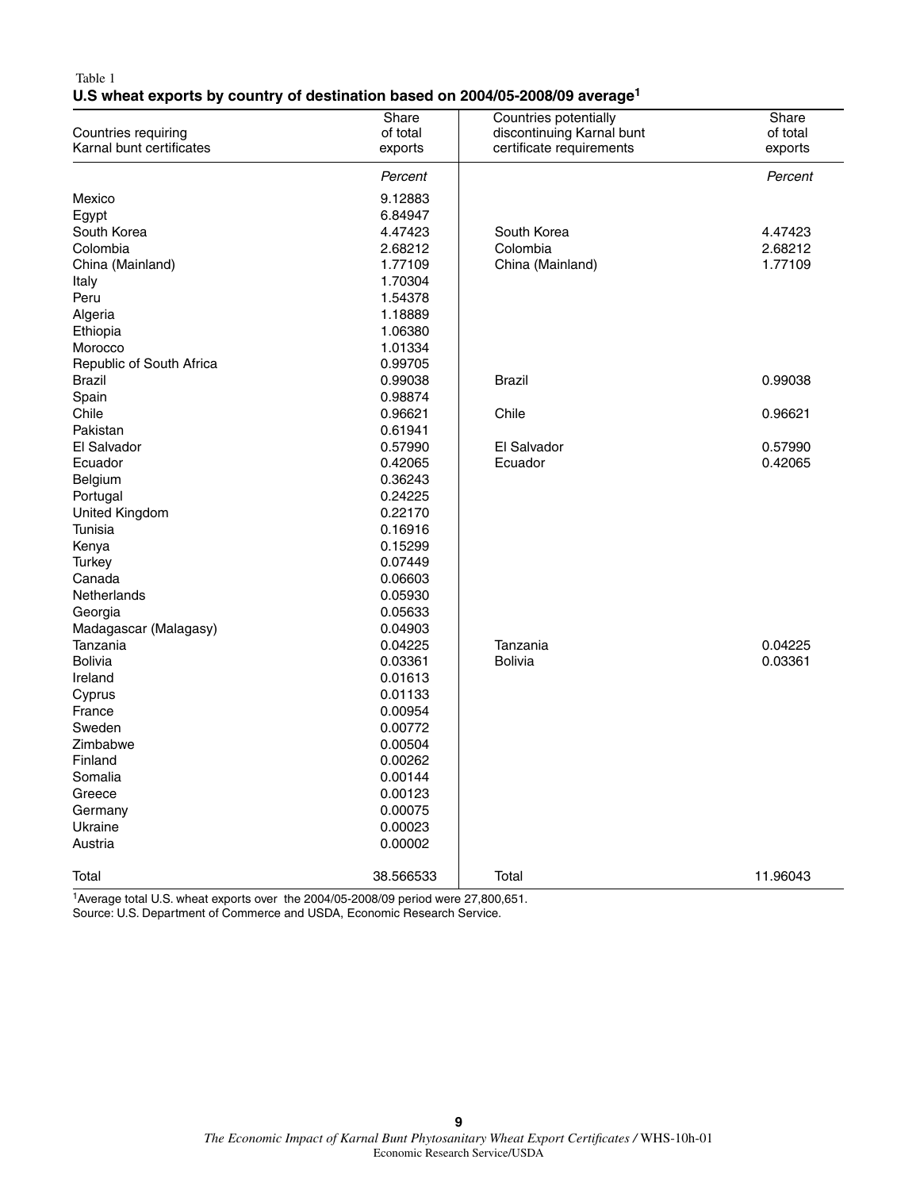Table 1

**U.S wheat exports by country of destination based on 2004/05-2008/09 average[1]**

| Countries requiring Karnal bunt certificates | Share of total exports | Countries potentially discontinuing Karnal bunt certificate requirements | Share of total exports |
|---|---|---|---|
| | *Percent* | | *Percent* |
| Mexico | 9.12883 | | |
| Egypt | 6.84947 | | |
| South Korea | 4.47423 | South Korea | 4.47423 |
| Colombia | 2.68212 | Colombia | 2.68212 |
| China (Mainland) | 1.77109 | China (Mainland) | 1.77109 |
| Italy | 1.70304 | | |
| Peru | 1.54378 | | |
| Algeria | 1.18889 | | |
| Ethiopia | 1.06380 | | |
| Morocco | 1.01334 | | |
| Republic of South Africa | 0.99705 | | |
| Brazil | 0.99038 | Brazil | 0.99038 |
| Spain | 0.98874 | | |
| Chile | 0.96621 | Chile | 0.96621 |
| Pakistan | 0.61941 | | |
| El Salvador | 0.57990 | El Salvador | 0.57990 |
| Ecuador | 0.42065 | Ecuador | 0.42065 |
| Belgium | 0.36243 | | |
| Portugal | 0.24225 | | |
| United Kingdom | 0.22170 | | |
| Tunisia | 0.16916 | | |
| Kenya | 0.15299 | | |
| Turkey | 0.07449 | | |
| Canada | 0.06603 | | |
| Netherlands | 0.05930 | | |
| Georgia | 0.05633 | | |
| Madagascar (Malagasy) | 0.04903 | | |
| Tanzania | 0.04225 | Tanzania | 0.04225 |
| Bolivia | 0.03361 | Bolivia | 0.03361 |
| Ireland | 0.01613 | | |
| Cyprus | 0.01133 | | |
| France | 0.00954 | | |
| Sweden | 0.00772 | | |
| Zimbabwe | 0.00504 | | |
| Finland | 0.00262 | | |
| Somalia | 0.00144 | | |
| Greece | 0.00123 | | |
| Germany | 0.00075 | | |
| Ukraine | 0.00023 | | |
| Austria | 0.00002 | | |
| Total | 38.566533 | Total | 11.96043 |

[1]Average total U.S. wheat exports over the 2004/05-2008/09 period were 27,800,651.

Source: U.S. Department of Commerce and USDA, Economic Research Service.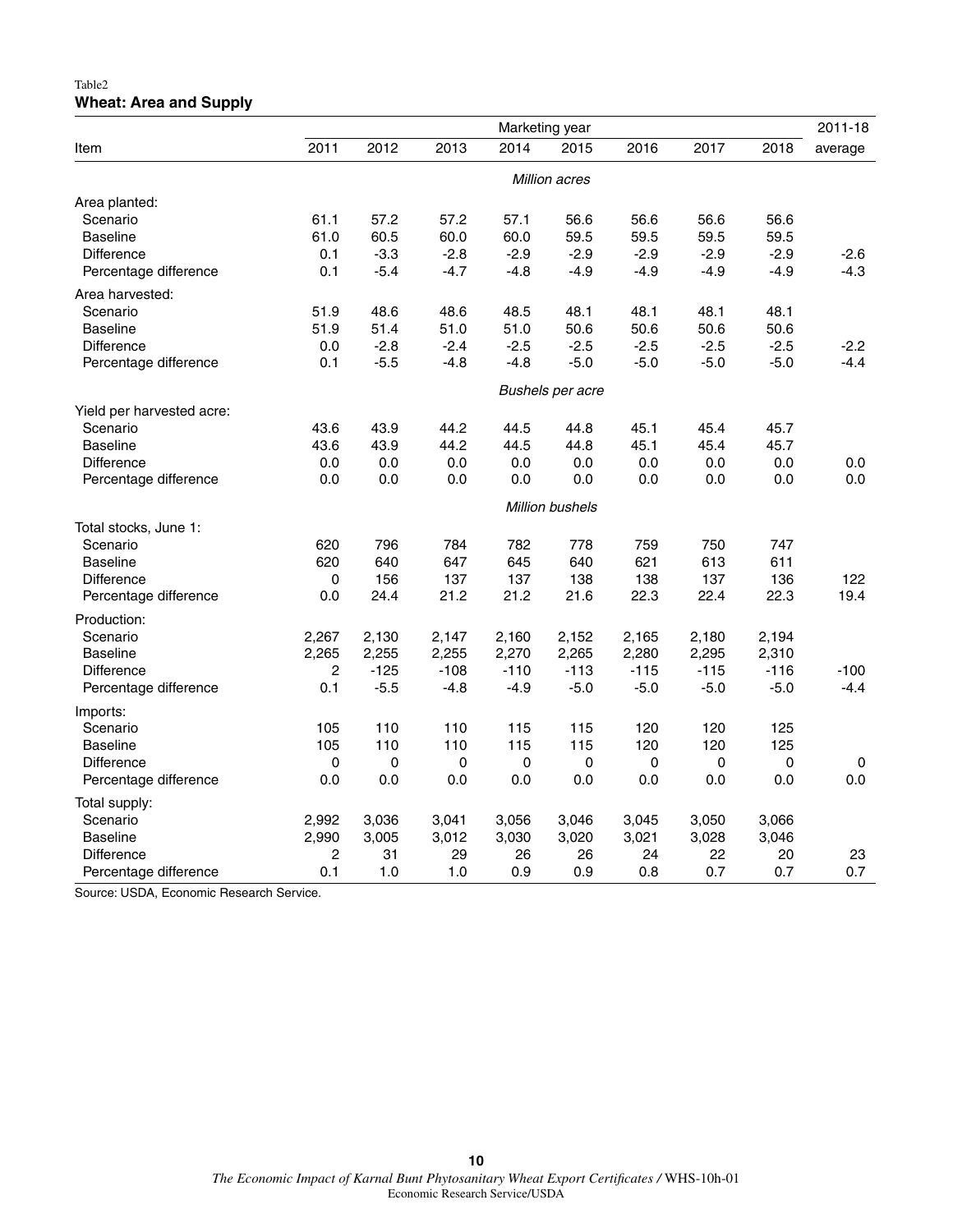Table2

**Wheat: Area and Supply**

| Item | Marketing year | | | | | | | | 2011-18 |
|---|---|---|---|---|---|---|---|---|---|
| | 2011 | 2012 | 2013 | 2014 | 2015 | 2016 | 2017 | 2018 | average |
| | *Million acres* | | | | | | | | |
| Area planted: | | | | | | | | | |
| Scenario | 61.1 | 57.2 | 57.2 | 57.1 | 56.6 | 56.6 | 56.6 | 56.6 | |
| Baseline | 61.0 | 60.5 | 60.0 | 60.0 | 59.5 | 59.5 | 59.5 | 59.5 | |
| Difference | 0.1 | -3.3 | -2.8 | -2.9 | -2.9 | -2.9 | -2.9 | -2.9 | -2.6 |
| Percentage difference | 0.1 | -5.4 | -4.7 | -4.8 | -4.9 | -4.9 | -4.9 | -4.9 | -4.3 |
| Area harvested: | | | | | | | | | |
| Scenario | 51.9 | 48.6 | 48.6 | 48.5 | 48.1 | 48.1 | 48.1 | 48.1 | |
| Baseline | 51.9 | 51.4 | 51.0 | 51.0 | 50.6 | 50.6 | 50.6 | 50.6 | |
| Difference | 0.0 | -2.8 | -2.4 | -2.5 | -2.5 | -2.5 | -2.5 | -2.5 | -2.2 |
| Percentage difference | 0.1 | -5.5 | -4.8 | -4.8 | -5.0 | -5.0 | -5.0 | -5.0 | -4.4 |
| | *Bushels per acre* | | | | | | | | |
| Yield per harvested acre: | | | | | | | | | |
| Scenario | 43.6 | 43.9 | 44.2 | 44.5 | 44.8 | 45.1 | 45.4 | 45.7 | |
| Baseline | 43.6 | 43.9 | 44.2 | 44.5 | 44.8 | 45.1 | 45.4 | 45.7 | |
| Difference | 0.0 | 0.0 | 0.0 | 0.0 | 0.0 | 0.0 | 0.0 | 0.0 | 0.0 |
| Percentage difference | 0.0 | 0.0 | 0.0 | 0.0 | 0.0 | 0.0 | 0.0 | 0.0 | 0.0 |
| | *Million bushels* | | | | | | | | |
| Total stocks, June 1: | | | | | | | | | |
| Scenario | 620 | 796 | 784 | 782 | 778 | 759 | 750 | 747 | |
| Baseline | 620 | 640 | 647 | 645 | 640 | 621 | 613 | 611 | |
| Difference | 0 | 156 | 137 | 137 | 138 | 138 | 137 | 136 | 122 |
| Percentage difference | 0.0 | 24.4 | 21.2 | 21.2 | 21.6 | 22.3 | 22.4 | 22.3 | 19.4 |
| Production: | | | | | | | | | |
| Scenario | 2,267 | 2,130 | 2,147 | 2,160 | 2,152 | 2,165 | 2,180 | 2,194 | |
| Baseline | 2,265 | 2,255 | 2,255 | 2,270 | 2,265 | 2,280 | 2,295 | 2,310 | |
| Difference | 2 | -125 | -108 | -110 | -113 | -115 | -115 | -116 | -100 |
| Percentage difference | 0.1 | -5.5 | -4.8 | -4.9 | -5.0 | -5.0 | -5.0 | -5.0 | -4.4 |
| Imports: | | | | | | | | | |
| Scenario | 105 | 110 | 110 | 115 | 115 | 120 | 120 | 125 | |
| Baseline | 105 | 110 | 110 | 115 | 115 | 120 | 120 | 125 | |
| Difference | 0 | 0 | 0 | 0 | 0 | 0 | 0 | 0 | 0 |
| Percentage difference | 0.0 | 0.0 | 0.0 | 0.0 | 0.0 | 0.0 | 0.0 | 0.0 | 0.0 |
| Total supply: | | | | | | | | | |
| Scenario | 2,992 | 3,036 | 3,041 | 3,056 | 3,046 | 3,045 | 3,050 | 3,066 | |
| Baseline | 2,990 | 3,005 | 3,012 | 3,030 | 3,020 | 3,021 | 3,028 | 3,046 | |
| Difference | 2 | 31 | 29 | 26 | 26 | 24 | 22 | 20 | 23 |
| Percentage difference | 0.1 | 1.0 | 1.0 | 0.9 | 0.9 | 0.8 | 0.7 | 0.7 | 0.7 |

Source: USDA, Economic Research Service.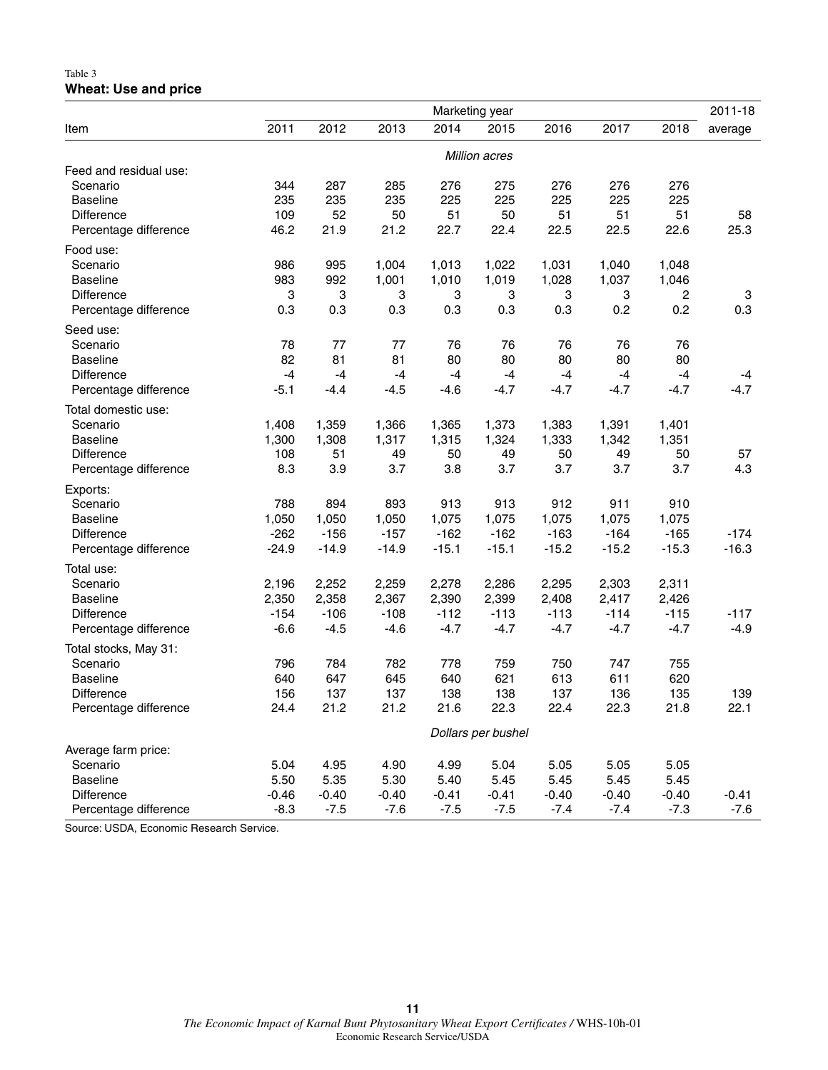Table 3
**Wheat: Use and price**

| Item | 2011 | 2012 | 2013 | 2014 | 2015 | 2016 | 2017 | 2018 | 2011-18 average |
|---|---|---|---|---|---|---|---|---|---|
| | *Million acres* | | | | | | | | |
| Feed and residual use: | | | | | | | | | |
| Scenario | 344 | 287 | 285 | 276 | 275 | 276 | 276 | 276 | |
| Baseline | 235 | 235 | 235 | 225 | 225 | 225 | 225 | 225 | |
| Difference | 109 | 52 | 50 | 51 | 50 | 51 | 51 | 51 | 58 |
| Percentage difference | 46.2 | 21.9 | 21.2 | 22.7 | 22.4 | 22.5 | 22.5 | 22.6 | 25.3 |
| Food use: | | | | | | | | | |
| Scenario | 986 | 995 | 1,004 | 1,013 | 1,022 | 1,031 | 1,040 | 1,048 | |
| Baseline | 983 | 992 | 1,001 | 1,010 | 1,019 | 1,028 | 1,037 | 1,046 | |
| Difference | 3 | 3 | 3 | 3 | 3 | 3 | 3 | 2 | 3 |
| Percentage difference | 0.3 | 0.3 | 0.3 | 0.3 | 0.3 | 0.3 | 0.2 | 0.2 | 0.3 |
| Seed use: | | | | | | | | | |
| Scenario | 78 | 77 | 77 | 76 | 76 | 76 | 76 | 76 | |
| Baseline | 82 | 81 | 81 | 80 | 80 | 80 | 80 | 80 | |
| Difference | -4 | -4 | -4 | -4 | -4 | -4 | -4 | -4 | -4 |
| Percentage difference | -5.1 | -4.4 | -4.5 | -4.6 | -4.7 | -4.7 | -4.7 | -4.7 | -4.7 |
| Total domestic use: | | | | | | | | | |
| Scenario | 1,408 | 1,359 | 1,366 | 1,365 | 1,373 | 1,383 | 1,391 | 1,401 | |
| Baseline | 1,300 | 1,308 | 1,317 | 1,315 | 1,324 | 1,333 | 1,342 | 1,351 | |
| Difference | 108 | 51 | 49 | 50 | 49 | 50 | 49 | 50 | 57 |
| Percentage difference | 8.3 | 3.9 | 3.7 | 3.8 | 3.7 | 3.7 | 3.7 | 3.7 | 4.3 |
| Exports: | | | | | | | | | |
| Scenario | 788 | 894 | 893 | 913 | 913 | 912 | 911 | 910 | |
| Baseline | 1,050 | 1,050 | 1,050 | 1,075 | 1,075 | 1,075 | 1,075 | 1,075 | |
| Difference | -262 | -156 | -157 | -162 | -162 | -163 | -164 | -165 | -174 |
| Percentage difference | -24.9 | -14.9 | -14.9 | -15.1 | -15.1 | -15.2 | -15.2 | -15.3 | -16.3 |
| Total use: | | | | | | | | | |
| Scenario | 2,196 | 2,252 | 2,259 | 2,278 | 2,286 | 2,295 | 2,303 | 2,311 | |
| Baseline | 2,350 | 2,358 | 2,367 | 2,390 | 2,399 | 2,408 | 2,417 | 2,426 | |
| Difference | -154 | -106 | -108 | -112 | -113 | -113 | -114 | -115 | -117 |
| Percentage difference | -6.6 | -4.5 | -4.6 | -4.7 | -4.7 | -4.7 | -4.7 | -4.7 | -4.9 |
| Total stocks, May 31: | | | | | | | | | |
| Scenario | 796 | 784 | 782 | 778 | 759 | 750 | 747 | 755 | |
| Baseline | 640 | 647 | 645 | 640 | 621 | 613 | 611 | 620 | |
| Difference | 156 | 137 | 137 | 138 | 138 | 137 | 136 | 135 | 139 |
| Percentage difference | 24.4 | 21.2 | 21.2 | 21.6 | 22.3 | 22.4 | 22.3 | 21.8 | 22.1 |
| | *Dollars per bushel* | | | | | | | | |
| Average farm price: | | | | | | | | | |
| Scenario | 5.04 | 4.95 | 4.90 | 4.99 | 5.04 | 5.05 | 5.05 | 5.05 | |
| Baseline | 5.50 | 5.35 | 5.30 | 5.40 | 5.45 | 5.45 | 5.45 | 5.45 | |
| Difference | -0.46 | -0.40 | -0.40 | -0.41 | -0.41 | -0.40 | -0.40 | -0.40 | -0.41 |
| Percentage difference | -8.3 | -7.5 | -7.6 | -7.5 | -7.5 | -7.4 | -7.4 | -7.3 | -7.6 |

Source: USDA, Economic Research Service.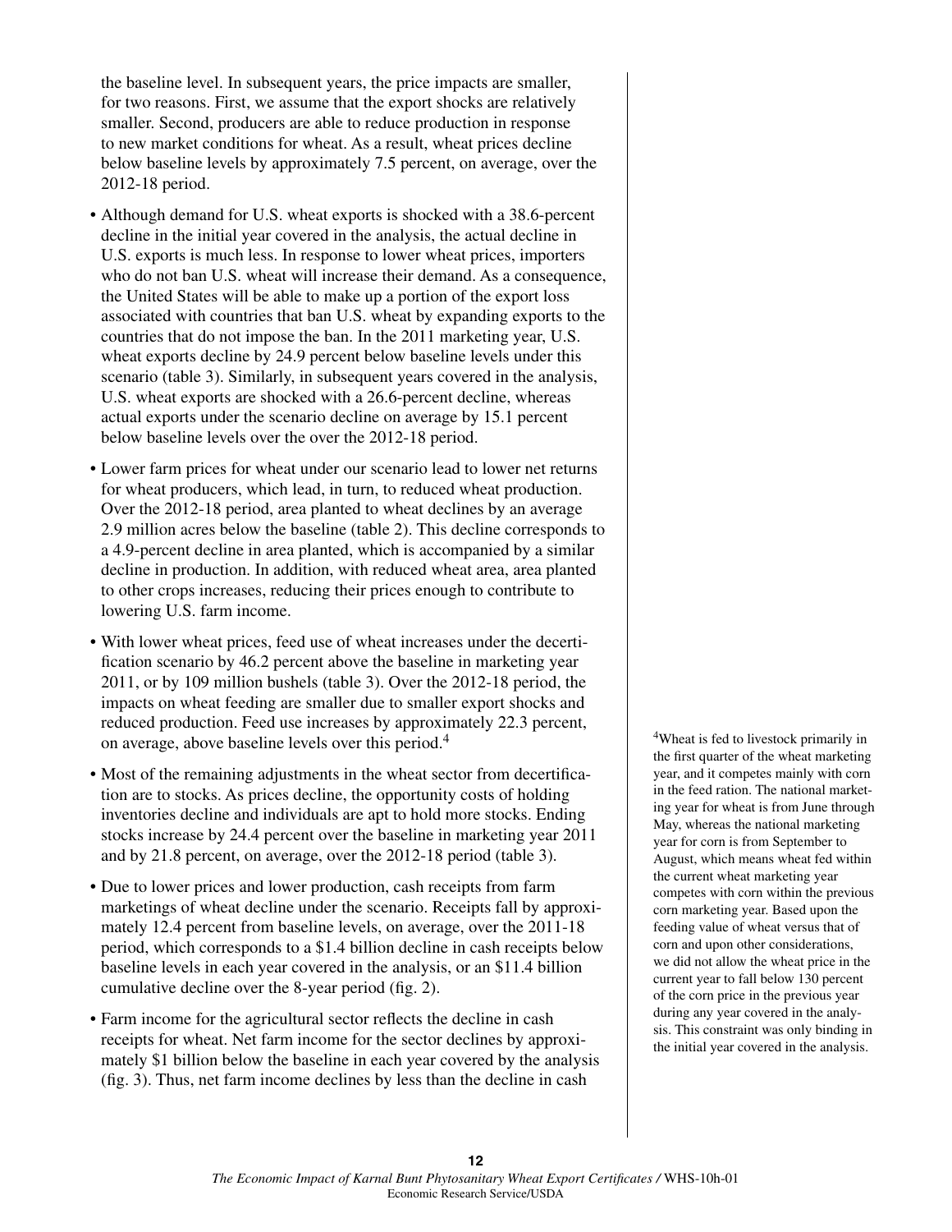the baseline level. In subsequent years, the price impacts are smaller, for two reasons. First, we assume that the export shocks are relatively smaller. Second, producers are able to reduce production in response to new market conditions for wheat. As a result, wheat prices decline below baseline levels by approximately 7.5 percent, on average, over the 2012-18 period.

- Although demand for U.S. wheat exports is shocked with a 38.6-percent decline in the initial year covered in the analysis, the actual decline in U.S. exports is much less. In response to lower wheat prices, importers who do not ban U.S. wheat will increase their demand. As a consequence, the United States will be able to make up a portion of the export loss associated with countries that ban U.S. wheat by expanding exports to the countries that do not impose the ban. In the 2011 marketing year, U.S. wheat exports decline by 24.9 percent below baseline levels under this scenario (table 3). Similarly, in subsequent years covered in the analysis, U.S. wheat exports are shocked with a 26.6-percent decline, whereas actual exports under the scenario decline on average by 15.1 percent below baseline levels over the over the 2012-18 period.

- Lower farm prices for wheat under our scenario lead to lower net returns for wheat producers, which lead, in turn, to reduced wheat production. Over the 2012-18 period, area planted to wheat declines by an average 2.9 million acres below the baseline (table 2). This decline corresponds to a 4.9-percent decline in area planted, which is accompanied by a similar decline in production. In addition, with reduced wheat area, area planted to other crops increases, reducing their prices enough to contribute to lowering U.S. farm income.

- With lower wheat prices, feed use of wheat increases under the decertification scenario by 46.2 percent above the baseline in marketing year 2011, or by 109 million bushels (table 3). Over the 2012-18 period, the impacts on wheat feeding are smaller due to smaller export shocks and reduced production. Feed use increases by approximately 22.3 percent, on average, above baseline levels over this period.[4]

- Most of the remaining adjustments in the wheat sector from decertification are to stocks. As prices decline, the opportunity costs of holding inventories decline and individuals are apt to hold more stocks. Ending stocks increase by 24.4 percent over the baseline in marketing year 2011 and by 21.8 percent, on average, over the 2012-18 period (table 3).

- Due to lower prices and lower production, cash receipts from farm marketings of wheat decline under the scenario. Receipts fall by approximately 12.4 percent from baseline levels, on average, over the 2011-18 period, which corresponds to a $1.4 billion decline in cash receipts below baseline levels in each year covered in the analysis, or an $11.4 billion cumulative decline over the 8-year period (fig. 2).

- Farm income for the agricultural sector reflects the decline in cash receipts for wheat. Net farm income for the sector declines by approximately $1 billion below the baseline in each year covered by the analysis (fig. 3). Thus, net farm income declines by less than the decline in cash

[4]Wheat is fed to livestock primarily in the first quarter of the wheat marketing year, and it competes mainly with corn in the feed ration. The national marketing year for wheat is from June through May, whereas the national marketing year for corn is from September to August, which means wheat fed within the current wheat marketing year competes with corn within the previous corn marketing year. Based upon the feeding value of wheat versus that of corn and upon other considerations, we did not allow the wheat price in the current year to fall below 130 percent of the corn price in the previous year during any year covered in the analysis. This constraint was only binding in the initial year covered in the analysis.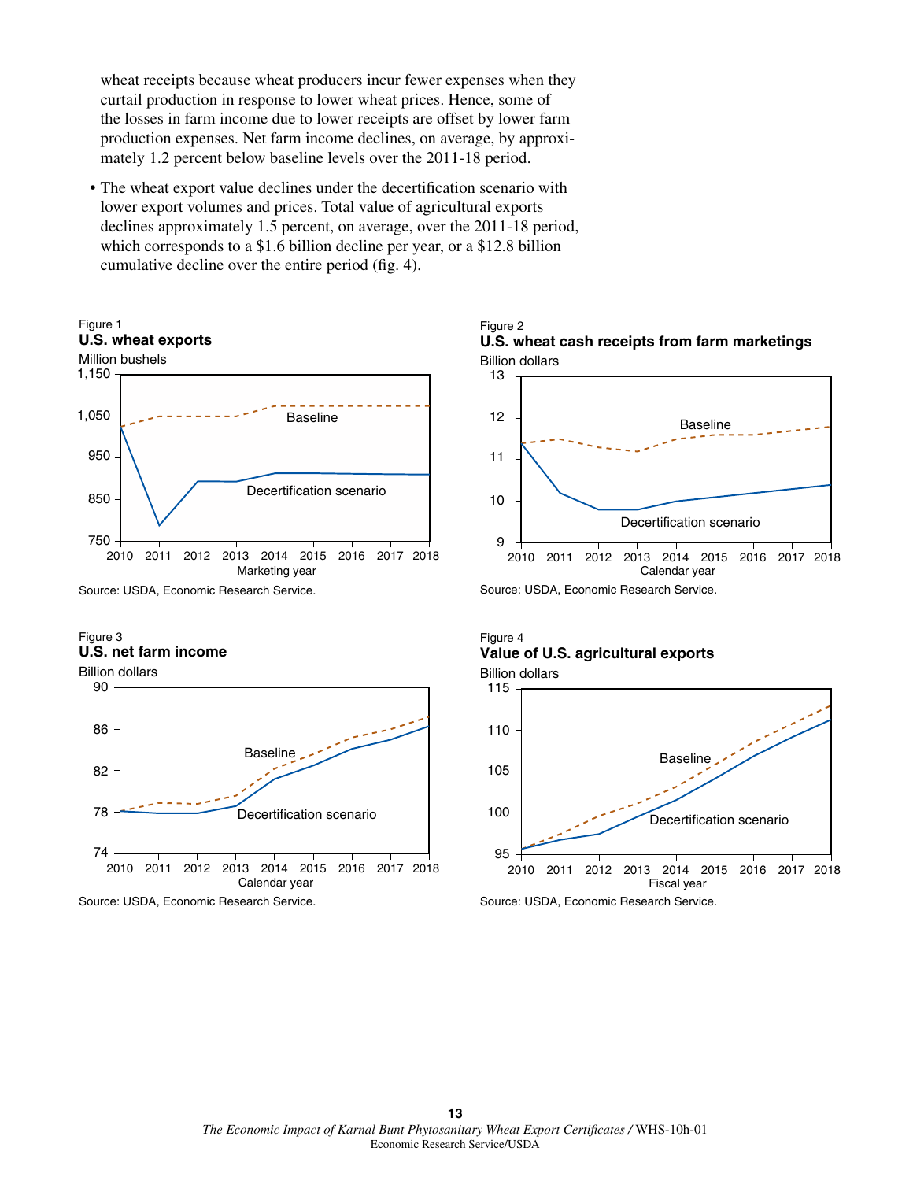wheat receipts because wheat producers incur fewer expenses when they curtail production in response to lower wheat prices. Hence, some of the losses in farm income due to lower receipts are offset by lower farm production expenses. Net farm income declines, on average, by approximately 1.2 percent below baseline levels over the 2011-18 period.

- The wheat export value declines under the decertification scenario with lower export volumes and prices. Total value of agricultural exports declines approximately 1.5 percent, on average, over the 2011-18 period, which corresponds to a $1.6 billion decline per year, or a $12.8 billion cumulative decline over the entire period (fig. 4).

Figure 1
**U.S. wheat exports**

Million bushels

Source: USDA, Economic Research Service.

Figure 2
**U.S. wheat cash receipts from farm marketings**

Billion dollars

Source: USDA, Economic Research Service.

Figure 3
**U.S. net farm income**

Billion dollars

Source: USDA, Economic Research Service.

Figure 4
**Value of U.S. agricultural exports**

Billion dollars

Source: USDA, Economic Research Service.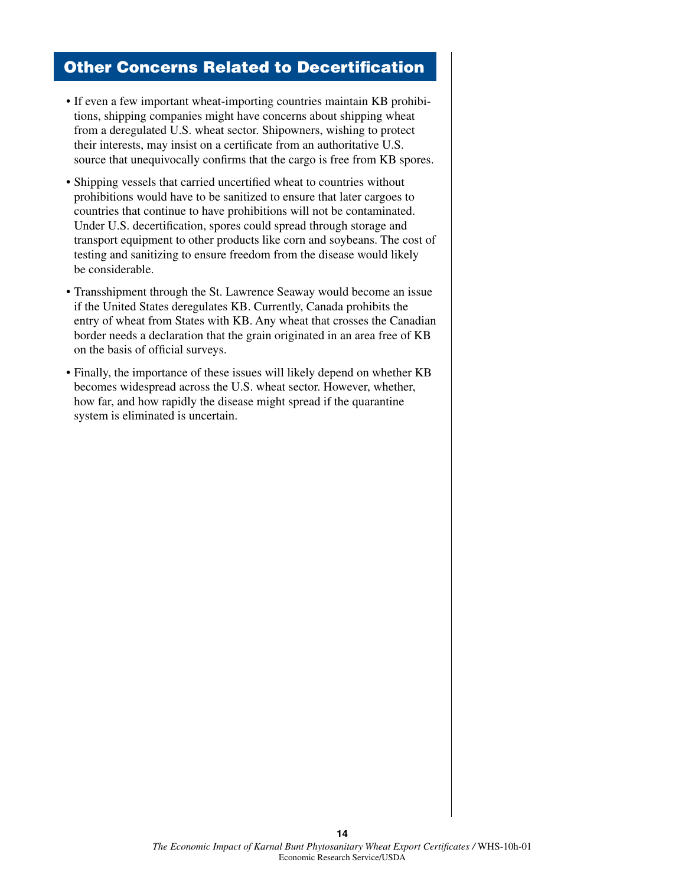## Other Concerns Related to Decertification

- If even a few important wheat-importing countries maintain KB prohibitions, shipping companies might have concerns about shipping wheat from a deregulated U.S. wheat sector. Shipowners, wishing to protect their interests, may insist on a certificate from an authoritative U.S. source that unequivocally confirms that the cargo is free from KB spores.
- Shipping vessels that carried uncertified wheat to countries without prohibitions would have to be sanitized to ensure that later cargoes to countries that continue to have prohibitions will not be contaminated. Under U.S. decertification, spores could spread through storage and transport equipment to other products like corn and soybeans. The cost of testing and sanitizing to ensure freedom from the disease would likely be considerable.
- Transshipment through the St. Lawrence Seaway would become an issue if the United States deregulates KB. Currently, Canada prohibits the entry of wheat from States with KB. Any wheat that crosses the Canadian border needs a declaration that the grain originated in an area free of KB on the basis of official surveys.
- Finally, the importance of these issues will likely depend on whether KB becomes widespread across the U.S. wheat sector. However, whether, how far, and how rapidly the disease might spread if the quarantine system is eliminated is uncertain.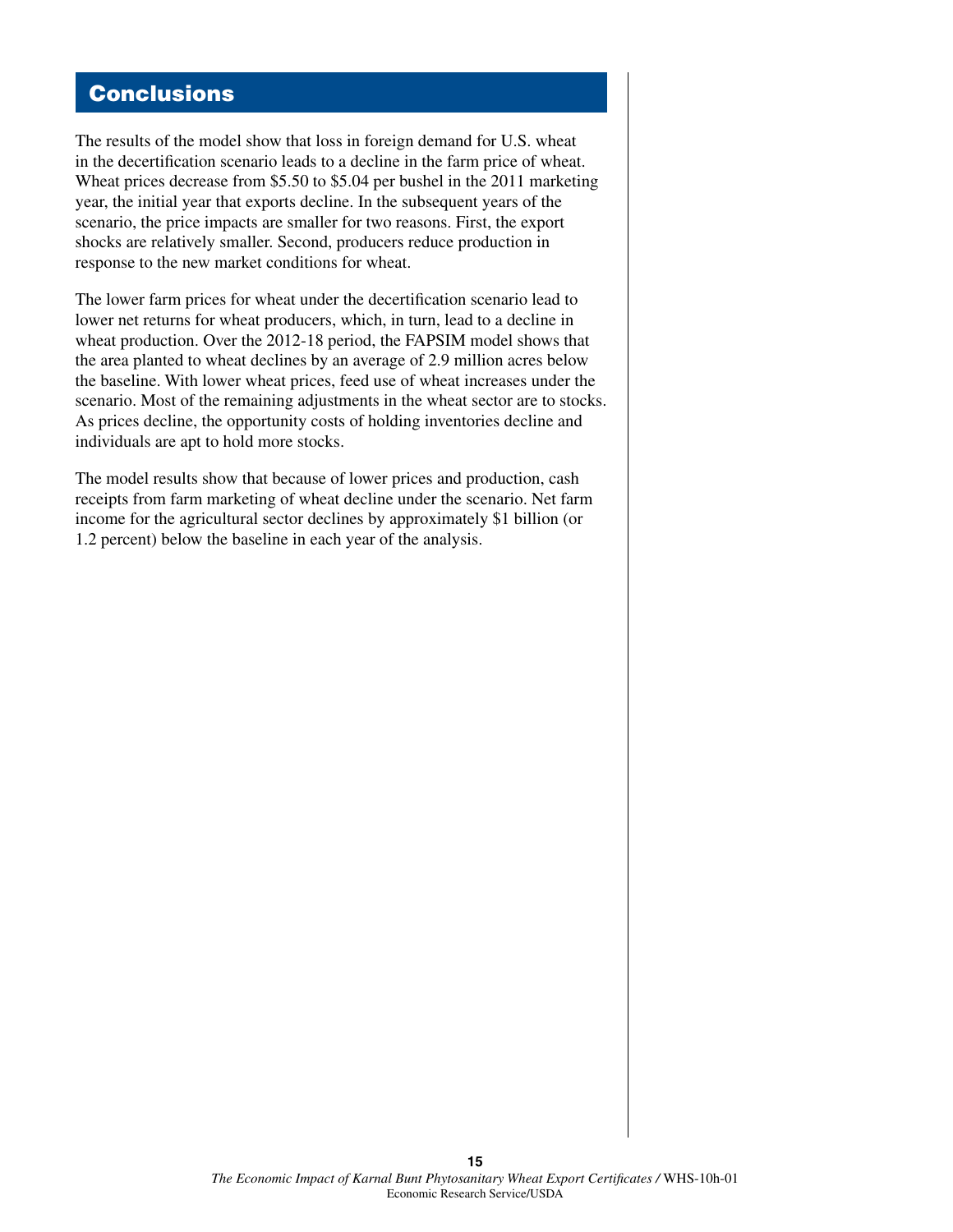## Conclusions

The results of the model show that loss in foreign demand for U.S. wheat in the decertification scenario leads to a decline in the farm price of wheat. Wheat prices decrease from $5.50 to $5.04 per bushel in the 2011 marketing year, the initial year that exports decline. In the subsequent years of the scenario, the price impacts are smaller for two reasons. First, the export shocks are relatively smaller. Second, producers reduce production in response to the new market conditions for wheat.

The lower farm prices for wheat under the decertification scenario lead to lower net returns for wheat producers, which, in turn, lead to a decline in wheat production. Over the 2012-18 period, the FAPSIM model shows that the area planted to wheat declines by an average of 2.9 million acres below the baseline. With lower wheat prices, feed use of wheat increases under the scenario. Most of the remaining adjustments in the wheat sector are to stocks. As prices decline, the opportunity costs of holding inventories decline and individuals are apt to hold more stocks.

The model results show that because of lower prices and production, cash receipts from farm marketing of wheat decline under the scenario. Net farm income for the agricultural sector declines by approximately $1 billion (or 1.2 percent) below the baseline in each year of the analysis.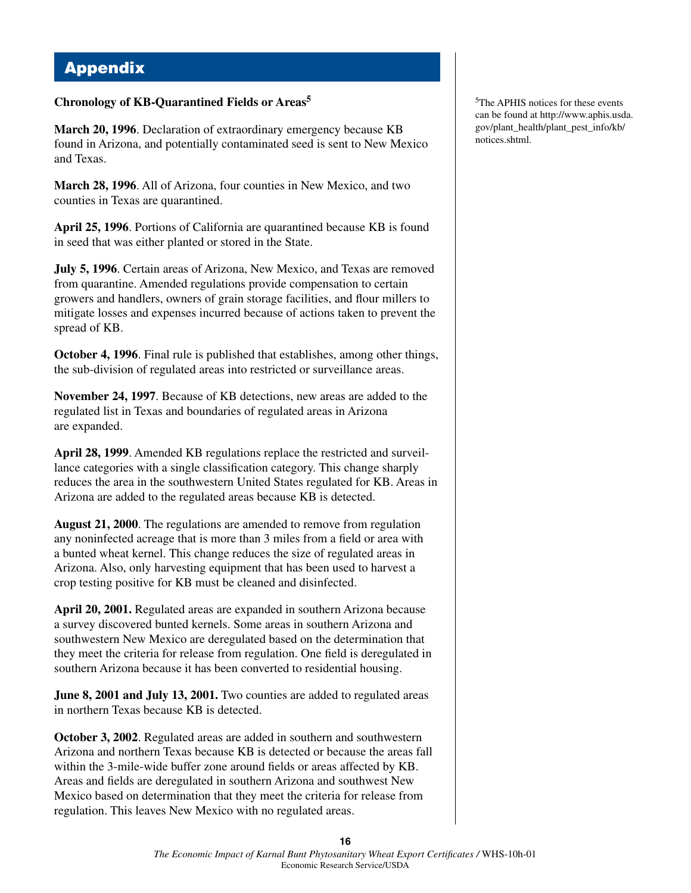# Appendix

**Chronology of KB-Quarantined Fields or Areas**[5]

**March 20, 1996**. Declaration of extraordinary emergency because KB found in Arizona, and potentially contaminated seed is sent to New Mexico and Texas.

**March 28, 1996**. All of Arizona, four counties in New Mexico, and two counties in Texas are quarantined.

**April 25, 1996**. Portions of California are quarantined because KB is found in seed that was either planted or stored in the State.

**July 5, 1996**. Certain areas of Arizona, New Mexico, and Texas are removed from quarantine. Amended regulations provide compensation to certain growers and handlers, owners of grain storage facilities, and flour millers to mitigate losses and expenses incurred because of actions taken to prevent the spread of KB.

**October 4, 1996**. Final rule is published that establishes, among other things, the sub-division of regulated areas into restricted or surveillance areas.

**November 24, 1997**. Because of KB detections, new areas are added to the regulated list in Texas and boundaries of regulated areas in Arizona are expanded.

**April 28, 1999**. Amended KB regulations replace the restricted and surveillance categories with a single classification category. This change sharply reduces the area in the southwestern United States regulated for KB. Areas in Arizona are added to the regulated areas because KB is detected.

**August 21, 2000**. The regulations are amended to remove from regulation any noninfected acreage that is more than 3 miles from a field or area with a bunted wheat kernel. This change reduces the size of regulated areas in Arizona. Also, only harvesting equipment that has been used to harvest a crop testing positive for KB must be cleaned and disinfected.

**April 20, 2001.** Regulated areas are expanded in southern Arizona because a survey discovered bunted kernels. Some areas in southern Arizona and southwestern New Mexico are deregulated based on the determination that they meet the criteria for release from regulation. One field is deregulated in southern Arizona because it has been converted to residential housing.

**June 8, 2001 and July 13, 2001.** Two counties are added to regulated areas in northern Texas because KB is detected.

**October 3, 2002**. Regulated areas are added in southern and southwestern Arizona and northern Texas because KB is detected or because the areas fall within the 3-mile-wide buffer zone around fields or areas affected by KB. Areas and fields are deregulated in southern Arizona and southwest New Mexico based on determination that they meet the criteria for release from regulation. This leaves New Mexico with no regulated areas.

[5]The APHIS notices for these events can be found at http://www.aphis.usda.gov/plant_health/plant_pest_info/kb/notices.shtml.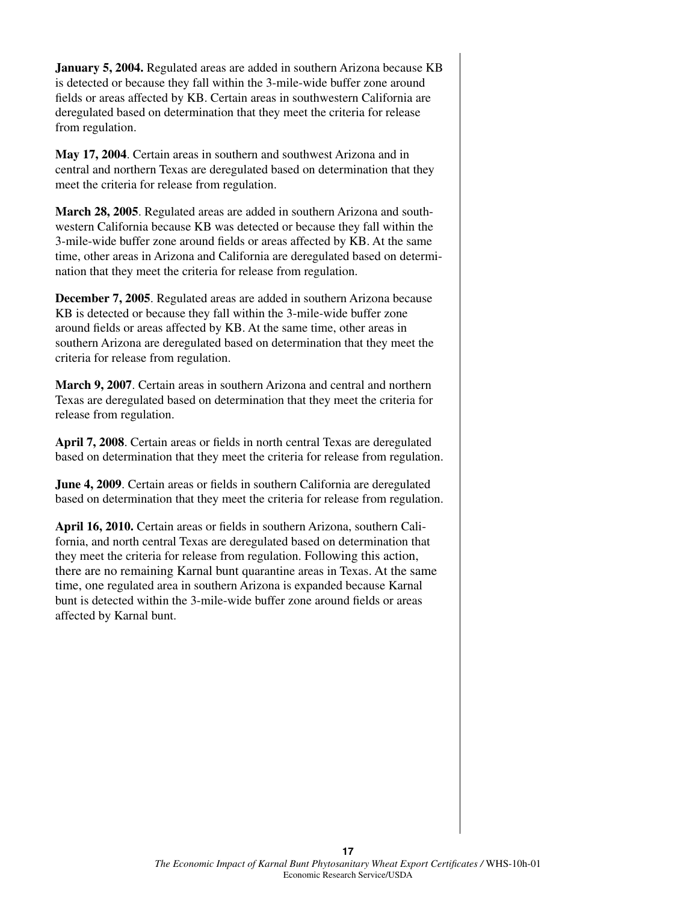**January 5, 2004.** Regulated areas are added in southern Arizona because KB is detected or because they fall within the 3-mile-wide buffer zone around fields or areas affected by KB. Certain areas in southwestern California are deregulated based on determination that they meet the criteria for release from regulation.

**May 17, 2004**. Certain areas in southern and southwest Arizona and in central and northern Texas are deregulated based on determination that they meet the criteria for release from regulation.

**March 28, 2005**. Regulated areas are added in southern Arizona and southwestern California because KB was detected or because they fall within the 3-mile-wide buffer zone around fields or areas affected by KB. At the same time, other areas in Arizona and California are deregulated based on determination that they meet the criteria for release from regulation.

**December 7, 2005**. Regulated areas are added in southern Arizona because KB is detected or because they fall within the 3-mile-wide buffer zone around fields or areas affected by KB. At the same time, other areas in southern Arizona are deregulated based on determination that they meet the criteria for release from regulation.

**March 9, 2007**. Certain areas in southern Arizona and central and northern Texas are deregulated based on determination that they meet the criteria for release from regulation.

**April 7, 2008**. Certain areas or fields in north central Texas are deregulated based on determination that they meet the criteria for release from regulation.

**June 4, 2009**. Certain areas or fields in southern California are deregulated based on determination that they meet the criteria for release from regulation.

**April 16, 2010.** Certain areas or fields in southern Arizona, southern California, and north central Texas are deregulated based on determination that they meet the criteria for release from regulation. Following this action, there are no remaining Karnal bunt quarantine areas in Texas. At the same time, one regulated area in southern Arizona is expanded because Karnal bunt is detected within the 3-mile-wide buffer zone around fields or areas affected by Karnal bunt.